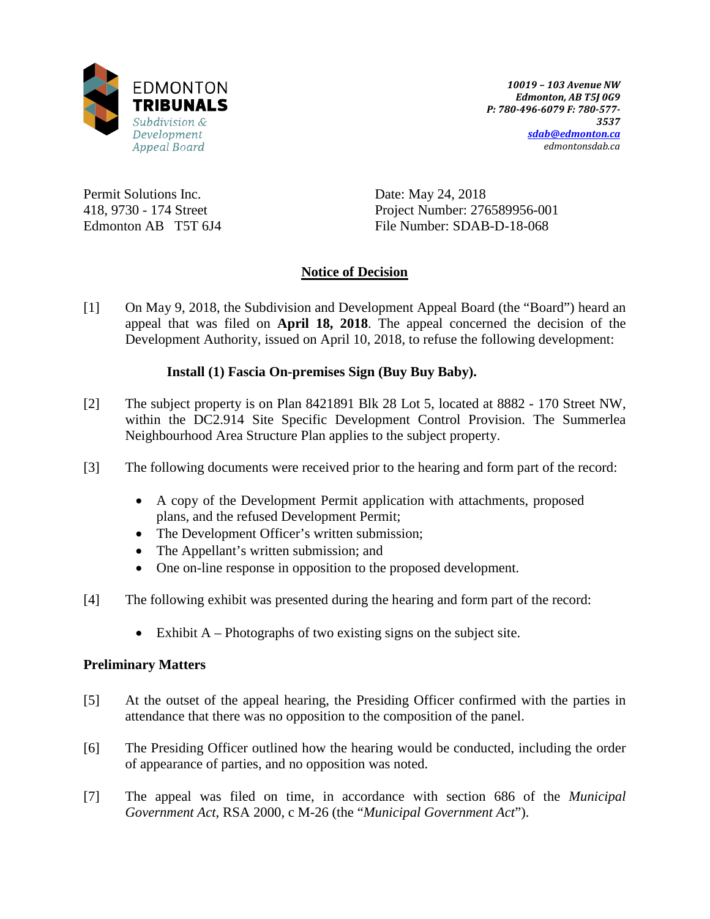EDMONTON
**TRIBUNALS**
*Subdivision & Development Appeal Board*

***10019 – 103 Avenue NW***
***Edmonton, AB T5J 0G9***
***P: 780-496-6079 F: 780-577-3537***
***sdab@edmonton.ca***
*edmontonsdab.ca*

Permit Solutions Inc.
418, 9730 - 174 Street
Edmonton AB T5T 6J4

Date: May 24, 2018
Project Number: 276589956-001
File Number: SDAB-D-18-068

## Notice of Decision

[1] On May 9, 2018, the Subdivision and Development Appeal Board (the "Board") heard an appeal that was filed on **April 18, 2018**. The appeal concerned the decision of the Development Authority, issued on April 10, 2018, to refuse the following development:

**Install (1) Fascia On-premises Sign (Buy Buy Baby).**

[2] The subject property is on Plan 8421891 Blk 28 Lot 5, located at 8882 - 170 Street NW, within the DC2.914 Site Specific Development Control Provision. The Summerlea Neighbourhood Area Structure Plan applies to the subject property.

[3] The following documents were received prior to the hearing and form part of the record:

- A copy of the Development Permit application with attachments, proposed plans, and the refused Development Permit;
- The Development Officer's written submission;
- The Appellant's written submission; and
- One on-line response in opposition to the proposed development.

[4] The following exhibit was presented during the hearing and form part of the record:

- Exhibit A – Photographs of two existing signs on the subject site.

### Preliminary Matters

[5] At the outset of the appeal hearing, the Presiding Officer confirmed with the parties in attendance that there was no opposition to the composition of the panel.

[6] The Presiding Officer outlined how the hearing would be conducted, including the order of appearance of parties, and no opposition was noted.

[7] The appeal was filed on time, in accordance with section 686 of the *Municipal Government Act*, RSA 2000, c M-26 (the "*Municipal Government Act*").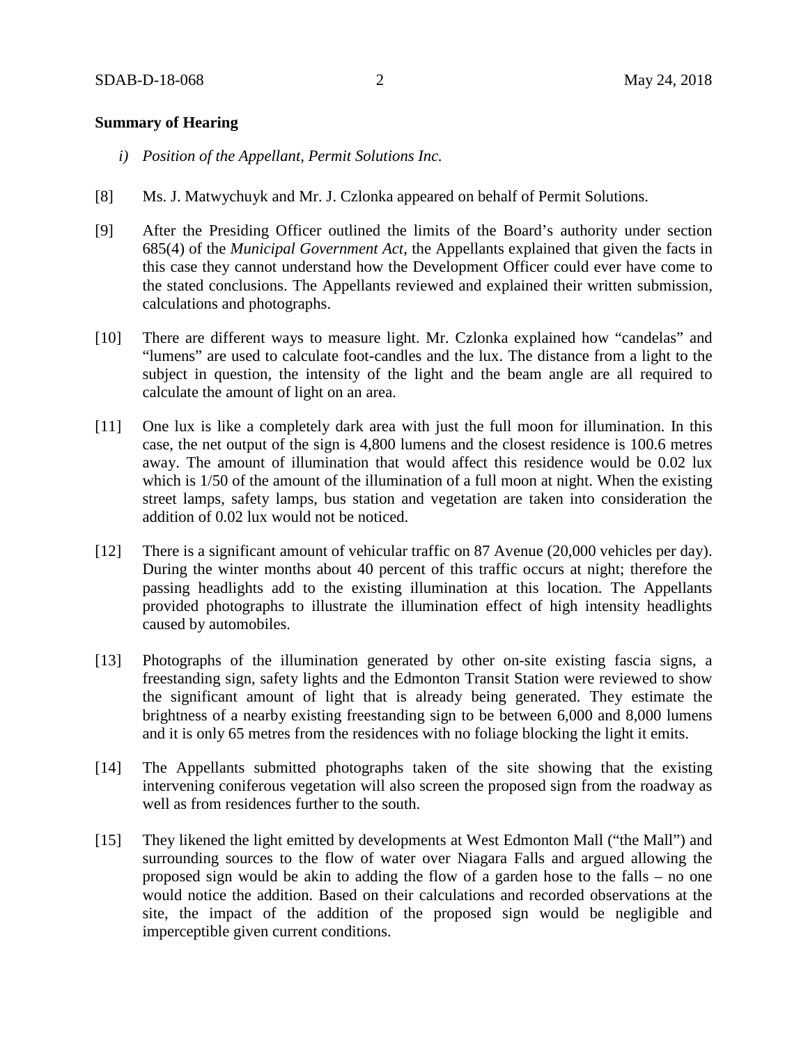**Summary of Hearing**

*i) Position of the Appellant, Permit Solutions Inc.*

[8] Ms. J. Matwychuyk and Mr. J. Czlonka appeared on behalf of Permit Solutions.

[9] After the Presiding Officer outlined the limits of the Board's authority under section 685(4) of the *Municipal Government Act*, the Appellants explained that given the facts in this case they cannot understand how the Development Officer could ever have come to the stated conclusions. The Appellants reviewed and explained their written submission, calculations and photographs.

[10] There are different ways to measure light. Mr. Czlonka explained how "candelas" and "lumens" are used to calculate foot-candles and the lux. The distance from a light to the subject in question, the intensity of the light and the beam angle are all required to calculate the amount of light on an area.

[11] One lux is like a completely dark area with just the full moon for illumination. In this case, the net output of the sign is 4,800 lumens and the closest residence is 100.6 metres away. The amount of illumination that would affect this residence would be 0.02 lux which is 1/50 of the amount of the illumination of a full moon at night. When the existing street lamps, safety lamps, bus station and vegetation are taken into consideration the addition of 0.02 lux would not be noticed.

[12] There is a significant amount of vehicular traffic on 87 Avenue (20,000 vehicles per day). During the winter months about 40 percent of this traffic occurs at night; therefore the passing headlights add to the existing illumination at this location. The Appellants provided photographs to illustrate the illumination effect of high intensity headlights caused by automobiles.

[13] Photographs of the illumination generated by other on-site existing fascia signs, a freestanding sign, safety lights and the Edmonton Transit Station were reviewed to show the significant amount of light that is already being generated. They estimate the brightness of a nearby existing freestanding sign to be between 6,000 and 8,000 lumens and it is only 65 metres from the residences with no foliage blocking the light it emits.

[14] The Appellants submitted photographs taken of the site showing that the existing intervening coniferous vegetation will also screen the proposed sign from the roadway as well as from residences further to the south.

[15] They likened the light emitted by developments at West Edmonton Mall ("the Mall") and surrounding sources to the flow of water over Niagara Falls and argued allowing the proposed sign would be akin to adding the flow of a garden hose to the falls – no one would notice the addition. Based on their calculations and recorded observations at the site, the impact of the addition of the proposed sign would be negligible and imperceptible given current conditions.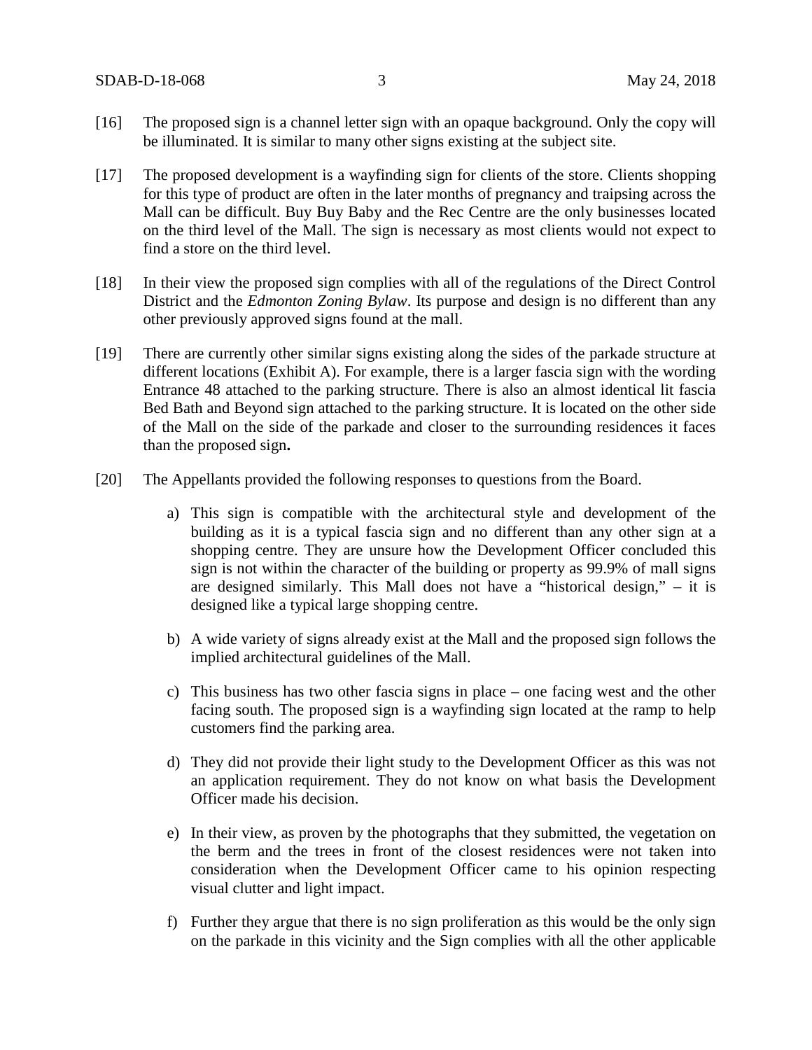[16] The proposed sign is a channel letter sign with an opaque background. Only the copy will be illuminated. It is similar to many other signs existing at the subject site.

[17] The proposed development is a wayfinding sign for clients of the store. Clients shopping for this type of product are often in the later months of pregnancy and traipsing across the Mall can be difficult. Buy Buy Baby and the Rec Centre are the only businesses located on the third level of the Mall. The sign is necessary as most clients would not expect to find a store on the third level.

[18] In their view the proposed sign complies with all of the regulations of the Direct Control District and the *Edmonton Zoning Bylaw*. Its purpose and design is no different than any other previously approved signs found at the mall.

[19] There are currently other similar signs existing along the sides of the parkade structure at different locations (Exhibit A). For example, there is a larger fascia sign with the wording Entrance 48 attached to the parking structure. There is also an almost identical lit fascia Bed Bath and Beyond sign attached to the parking structure. It is located on the other side of the Mall on the side of the parkade and closer to the surrounding residences it faces than the proposed sign**.**

[20] The Appellants provided the following responses to questions from the Board.

a) This sign is compatible with the architectural style and development of the building as it is a typical fascia sign and no different than any other sign at a shopping centre. They are unsure how the Development Officer concluded this sign is not within the character of the building or property as 99.9% of mall signs are designed similarly. This Mall does not have a "historical design," – it is designed like a typical large shopping centre.

b) A wide variety of signs already exist at the Mall and the proposed sign follows the implied architectural guidelines of the Mall.

c) This business has two other fascia signs in place – one facing west and the other facing south. The proposed sign is a wayfinding sign located at the ramp to help customers find the parking area.

d) They did not provide their light study to the Development Officer as this was not an application requirement. They do not know on what basis the Development Officer made his decision.

e) In their view, as proven by the photographs that they submitted, the vegetation on the berm and the trees in front of the closest residences were not taken into consideration when the Development Officer came to his opinion respecting visual clutter and light impact.

f) Further they argue that there is no sign proliferation as this would be the only sign on the parkade in this vicinity and the Sign complies with all the other applicable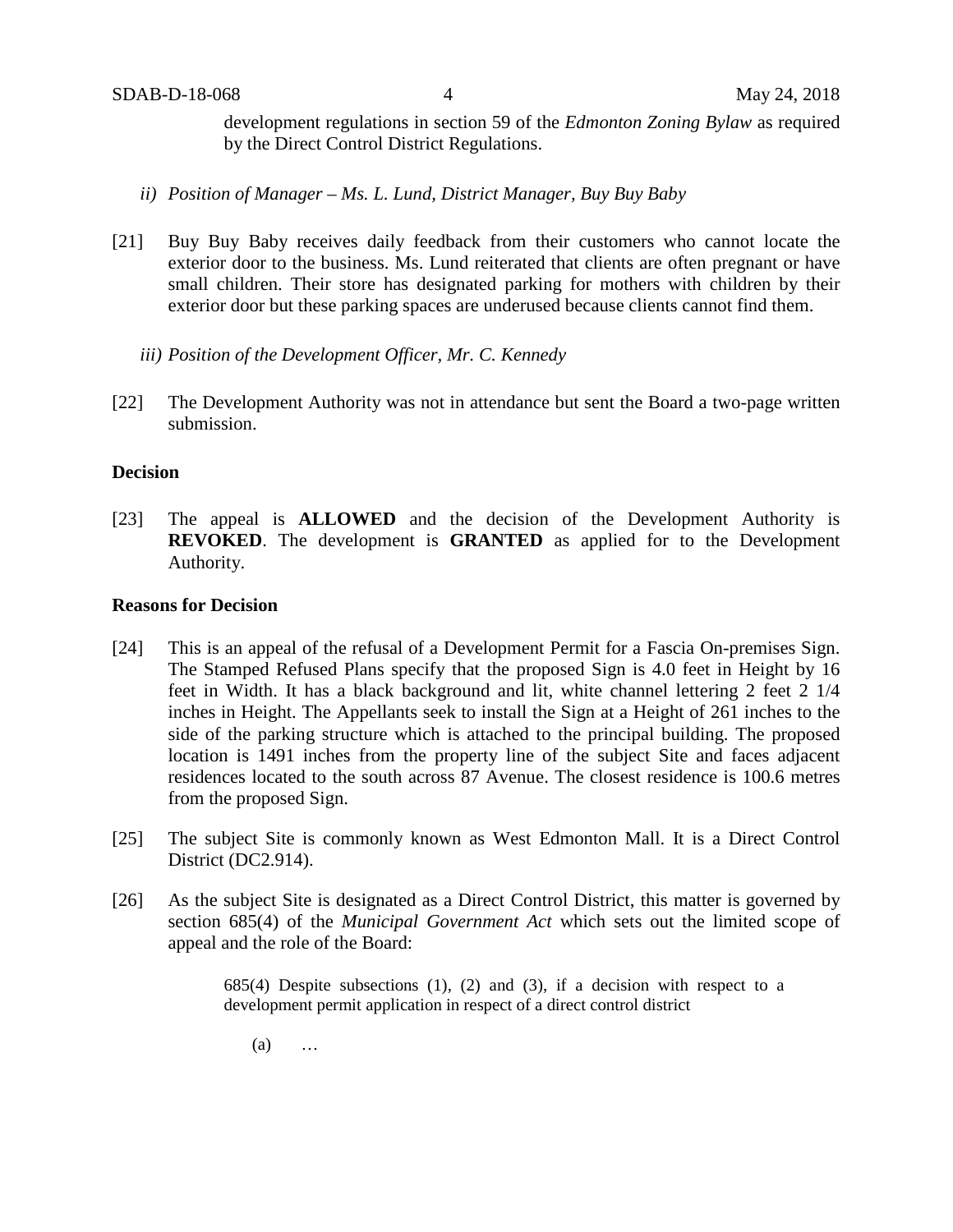development regulations in section 59 of the *Edmonton Zoning Bylaw* as required by the Direct Control District Regulations.

*ii) Position of Manager – Ms. L. Lund, District Manager, Buy Buy Baby*

[21] Buy Buy Baby receives daily feedback from their customers who cannot locate the exterior door to the business. Ms. Lund reiterated that clients are often pregnant or have small children. Their store has designated parking for mothers with children by their exterior door but these parking spaces are underused because clients cannot find them.

*iii) Position of the Development Officer, Mr. C. Kennedy*

[22] The Development Authority was not in attendance but sent the Board a two-page written submission.

**Decision**

[23] The appeal is **ALLOWED** and the decision of the Development Authority is **REVOKED**. The development is **GRANTED** as applied for to the Development Authority.

**Reasons for Decision**

[24] This is an appeal of the refusal of a Development Permit for a Fascia On-premises Sign. The Stamped Refused Plans specify that the proposed Sign is 4.0 feet in Height by 16 feet in Width. It has a black background and lit, white channel lettering 2 feet 2 1/4 inches in Height. The Appellants seek to install the Sign at a Height of 261 inches to the side of the parking structure which is attached to the principal building. The proposed location is 1491 inches from the property line of the subject Site and faces adjacent residences located to the south across 87 Avenue. The closest residence is 100.6 metres from the proposed Sign.

[25] The subject Site is commonly known as West Edmonton Mall. It is a Direct Control District (DC2.914).

[26] As the subject Site is designated as a Direct Control District, this matter is governed by section 685(4) of the *Municipal Government Act* which sets out the limited scope of appeal and the role of the Board:

> 685(4) Despite subsections (1), (2) and (3), if a decision with respect to a development permit application in respect of a direct control district
>
> (a) …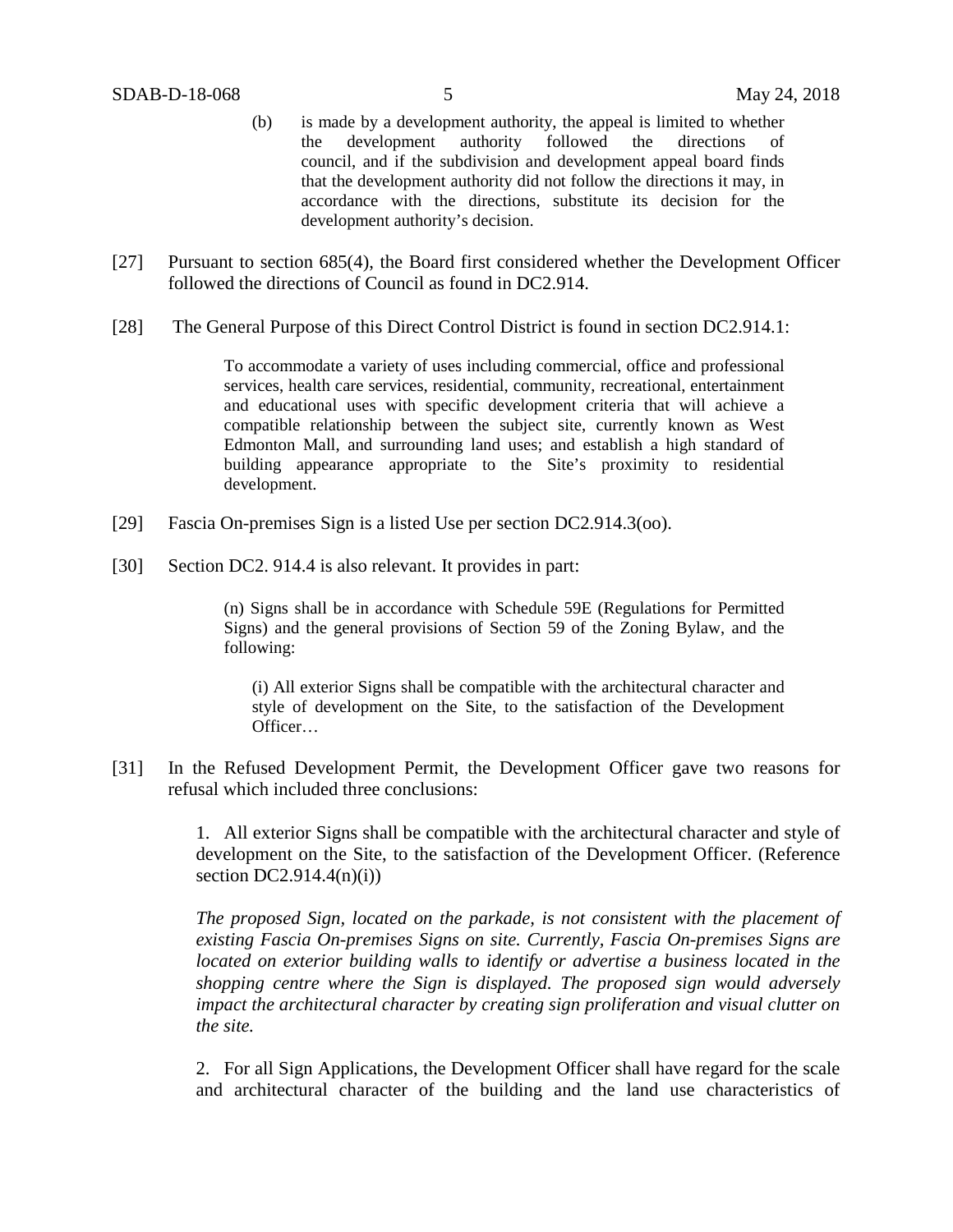(b) is made by a development authority, the appeal is limited to whether the development authority followed the directions of council, and if the subdivision and development appeal board finds that the development authority did not follow the directions it may, in accordance with the directions, substitute its decision for the development authority's decision.

[27] Pursuant to section 685(4), the Board first considered whether the Development Officer followed the directions of Council as found in DC2.914.

[28] The General Purpose of this Direct Control District is found in section DC2.914.1:

> To accommodate a variety of uses including commercial, office and professional services, health care services, residential, community, recreational, entertainment and educational uses with specific development criteria that will achieve a compatible relationship between the subject site, currently known as West Edmonton Mall, and surrounding land uses; and establish a high standard of building appearance appropriate to the Site's proximity to residential development.

[29] Fascia On-premises Sign is a listed Use per section DC2.914.3(oo).

[30] Section DC2. 914.4 is also relevant. It provides in part:

> (n) Signs shall be in accordance with Schedule 59E (Regulations for Permitted Signs) and the general provisions of Section 59 of the Zoning Bylaw, and the following:
>
> (i) All exterior Signs shall be compatible with the architectural character and style of development on the Site, to the satisfaction of the Development Officer…

[31] In the Refused Development Permit, the Development Officer gave two reasons for refusal which included three conclusions:

> 1. All exterior Signs shall be compatible with the architectural character and style of development on the Site, to the satisfaction of the Development Officer. (Reference section DC2.914.4(n)(i))
>
> *The proposed Sign, located on the parkade, is not consistent with the placement of existing Fascia On-premises Signs on site. Currently, Fascia On-premises Signs are located on exterior building walls to identify or advertise a business located in the shopping centre where the Sign is displayed. The proposed sign would adversely impact the architectural character by creating sign proliferation and visual clutter on the site.*
>
> 2. For all Sign Applications, the Development Officer shall have regard for the scale and architectural character of the building and the land use characteristics of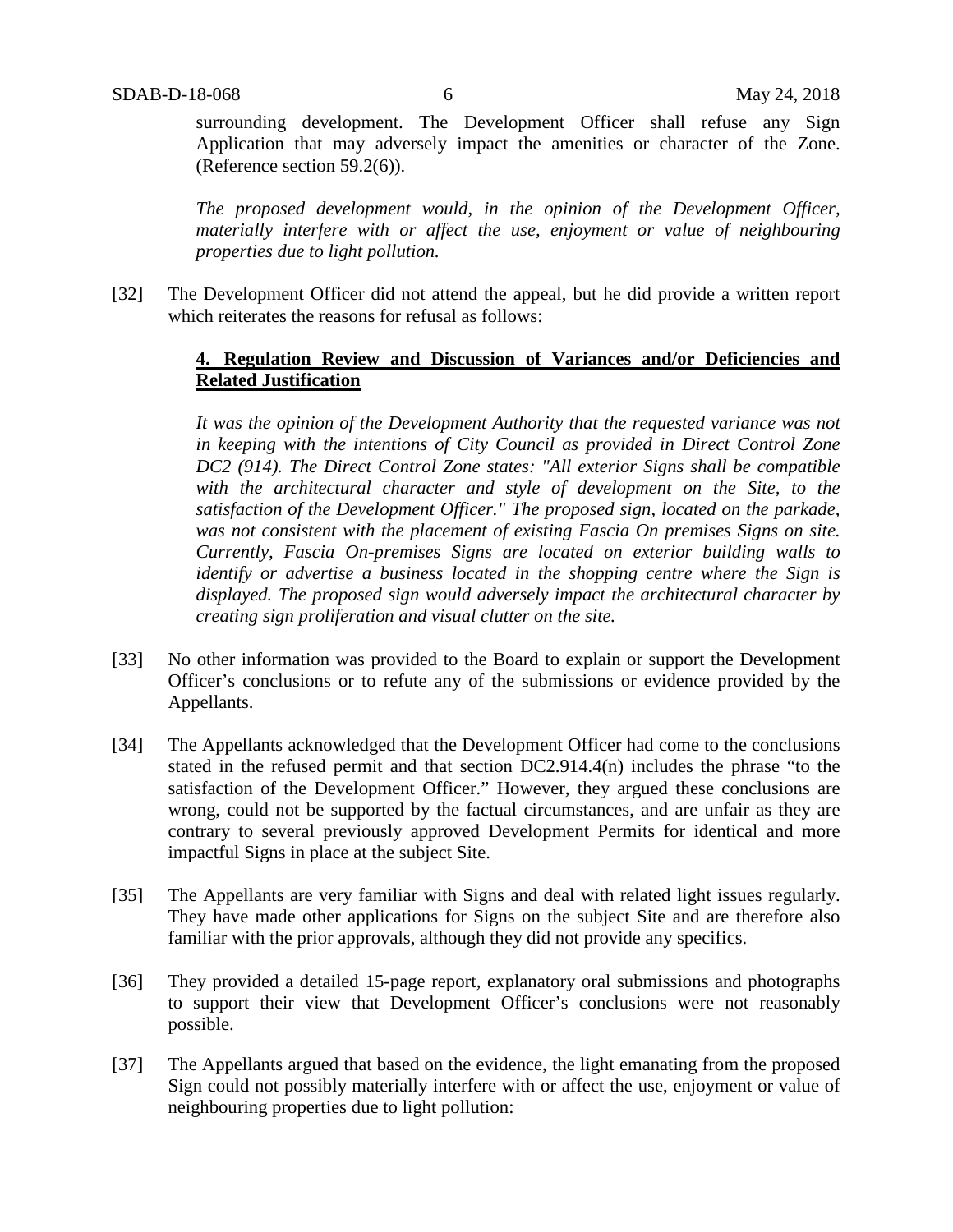surrounding development. The Development Officer shall refuse any Sign Application that may adversely impact the amenities or character of the Zone. (Reference section 59.2(6)).

*The proposed development would, in the opinion of the Development Officer, materially interfere with or affect the use, enjoyment or value of neighbouring properties due to light pollution.*

[32] The Development Officer did not attend the appeal, but he did provide a written report which reiterates the reasons for refusal as follows:

**4. Regulation Review and Discussion of Variances and/or Deficiencies and Related Justification**

*It was the opinion of the Development Authority that the requested variance was not in keeping with the intentions of City Council as provided in Direct Control Zone DC2 (914). The Direct Control Zone states: "All exterior Signs shall be compatible with the architectural character and style of development on the Site, to the satisfaction of the Development Officer." The proposed sign, located on the parkade, was not consistent with the placement of existing Fascia On premises Signs on site. Currently, Fascia On-premises Signs are located on exterior building walls to identify or advertise a business located in the shopping centre where the Sign is displayed. The proposed sign would adversely impact the architectural character by creating sign proliferation and visual clutter on the site.*

[33] No other information was provided to the Board to explain or support the Development Officer's conclusions or to refute any of the submissions or evidence provided by the Appellants.

[34] The Appellants acknowledged that the Development Officer had come to the conclusions stated in the refused permit and that section DC2.914.4(n) includes the phrase "to the satisfaction of the Development Officer." However, they argued these conclusions are wrong, could not be supported by the factual circumstances, and are unfair as they are contrary to several previously approved Development Permits for identical and more impactful Signs in place at the subject Site.

[35] The Appellants are very familiar with Signs and deal with related light issues regularly. They have made other applications for Signs on the subject Site and are therefore also familiar with the prior approvals, although they did not provide any specifics.

[36] They provided a detailed 15-page report, explanatory oral submissions and photographs to support their view that Development Officer's conclusions were not reasonably possible.

[37] The Appellants argued that based on the evidence, the light emanating from the proposed Sign could not possibly materially interfere with or affect the use, enjoyment or value of neighbouring properties due to light pollution: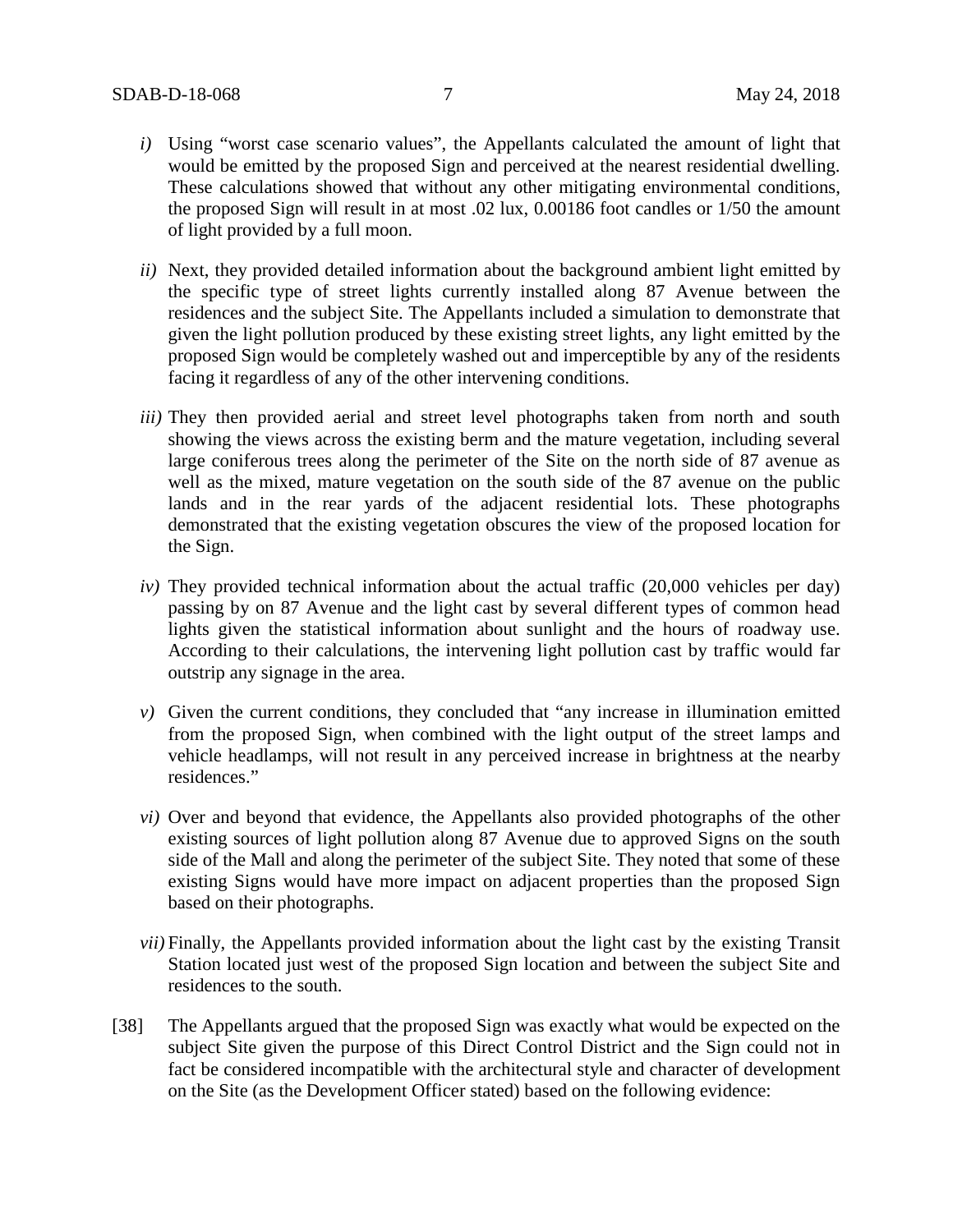*i)* Using "worst case scenario values", the Appellants calculated the amount of light that would be emitted by the proposed Sign and perceived at the nearest residential dwelling. These calculations showed that without any other mitigating environmental conditions, the proposed Sign will result in at most .02 lux, 0.00186 foot candles or 1/50 the amount of light provided by a full moon.

*ii)* Next, they provided detailed information about the background ambient light emitted by the specific type of street lights currently installed along 87 Avenue between the residences and the subject Site. The Appellants included a simulation to demonstrate that given the light pollution produced by these existing street lights, any light emitted by the proposed Sign would be completely washed out and imperceptible by any of the residents facing it regardless of any of the other intervening conditions.

*iii)* They then provided aerial and street level photographs taken from north and south showing the views across the existing berm and the mature vegetation, including several large coniferous trees along the perimeter of the Site on the north side of 87 avenue as well as the mixed, mature vegetation on the south side of the 87 avenue on the public lands and in the rear yards of the adjacent residential lots. These photographs demonstrated that the existing vegetation obscures the view of the proposed location for the Sign.

*iv)* They provided technical information about the actual traffic (20,000 vehicles per day) passing by on 87 Avenue and the light cast by several different types of common head lights given the statistical information about sunlight and the hours of roadway use. According to their calculations, the intervening light pollution cast by traffic would far outstrip any signage in the area.

*v)* Given the current conditions, they concluded that "any increase in illumination emitted from the proposed Sign, when combined with the light output of the street lamps and vehicle headlamps, will not result in any perceived increase in brightness at the nearby residences."

*vi)* Over and beyond that evidence, the Appellants also provided photographs of the other existing sources of light pollution along 87 Avenue due to approved Signs on the south side of the Mall and along the perimeter of the subject Site. They noted that some of these existing Signs would have more impact on adjacent properties than the proposed Sign based on their photographs.

*vii)* Finally, the Appellants provided information about the light cast by the existing Transit Station located just west of the proposed Sign location and between the subject Site and residences to the south.

[38] The Appellants argued that the proposed Sign was exactly what would be expected on the subject Site given the purpose of this Direct Control District and the Sign could not in fact be considered incompatible with the architectural style and character of development on the Site (as the Development Officer stated) based on the following evidence: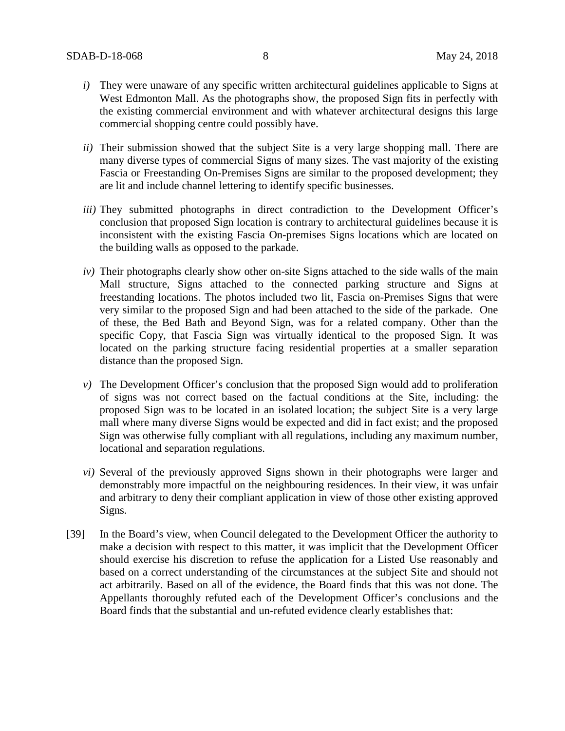*i)* They were unaware of any specific written architectural guidelines applicable to Signs at West Edmonton Mall. As the photographs show, the proposed Sign fits in perfectly with the existing commercial environment and with whatever architectural designs this large commercial shopping centre could possibly have.

*ii)* Their submission showed that the subject Site is a very large shopping mall. There are many diverse types of commercial Signs of many sizes. The vast majority of the existing Fascia or Freestanding On-Premises Signs are similar to the proposed development; they are lit and include channel lettering to identify specific businesses.

*iii)* They submitted photographs in direct contradiction to the Development Officer's conclusion that proposed Sign location is contrary to architectural guidelines because it is inconsistent with the existing Fascia On-premises Signs locations which are located on the building walls as opposed to the parkade.

*iv)* Their photographs clearly show other on-site Signs attached to the side walls of the main Mall structure, Signs attached to the connected parking structure and Signs at freestanding locations. The photos included two lit, Fascia on-Premises Signs that were very similar to the proposed Sign and had been attached to the side of the parkade. One of these, the Bed Bath and Beyond Sign, was for a related company. Other than the specific Copy, that Fascia Sign was virtually identical to the proposed Sign. It was located on the parking structure facing residential properties at a smaller separation distance than the proposed Sign.

*v)* The Development Officer's conclusion that the proposed Sign would add to proliferation of signs was not correct based on the factual conditions at the Site, including: the proposed Sign was to be located in an isolated location; the subject Site is a very large mall where many diverse Signs would be expected and did in fact exist; and the proposed Sign was otherwise fully compliant with all regulations, including any maximum number, locational and separation regulations.

*vi)* Several of the previously approved Signs shown in their photographs were larger and demonstrably more impactful on the neighbouring residences. In their view, it was unfair and arbitrary to deny their compliant application in view of those other existing approved Signs.

[39] In the Board's view, when Council delegated to the Development Officer the authority to make a decision with respect to this matter, it was implicit that the Development Officer should exercise his discretion to refuse the application for a Listed Use reasonably and based on a correct understanding of the circumstances at the subject Site and should not act arbitrarily. Based on all of the evidence, the Board finds that this was not done. The Appellants thoroughly refuted each of the Development Officer's conclusions and the Board finds that the substantial and un-refuted evidence clearly establishes that: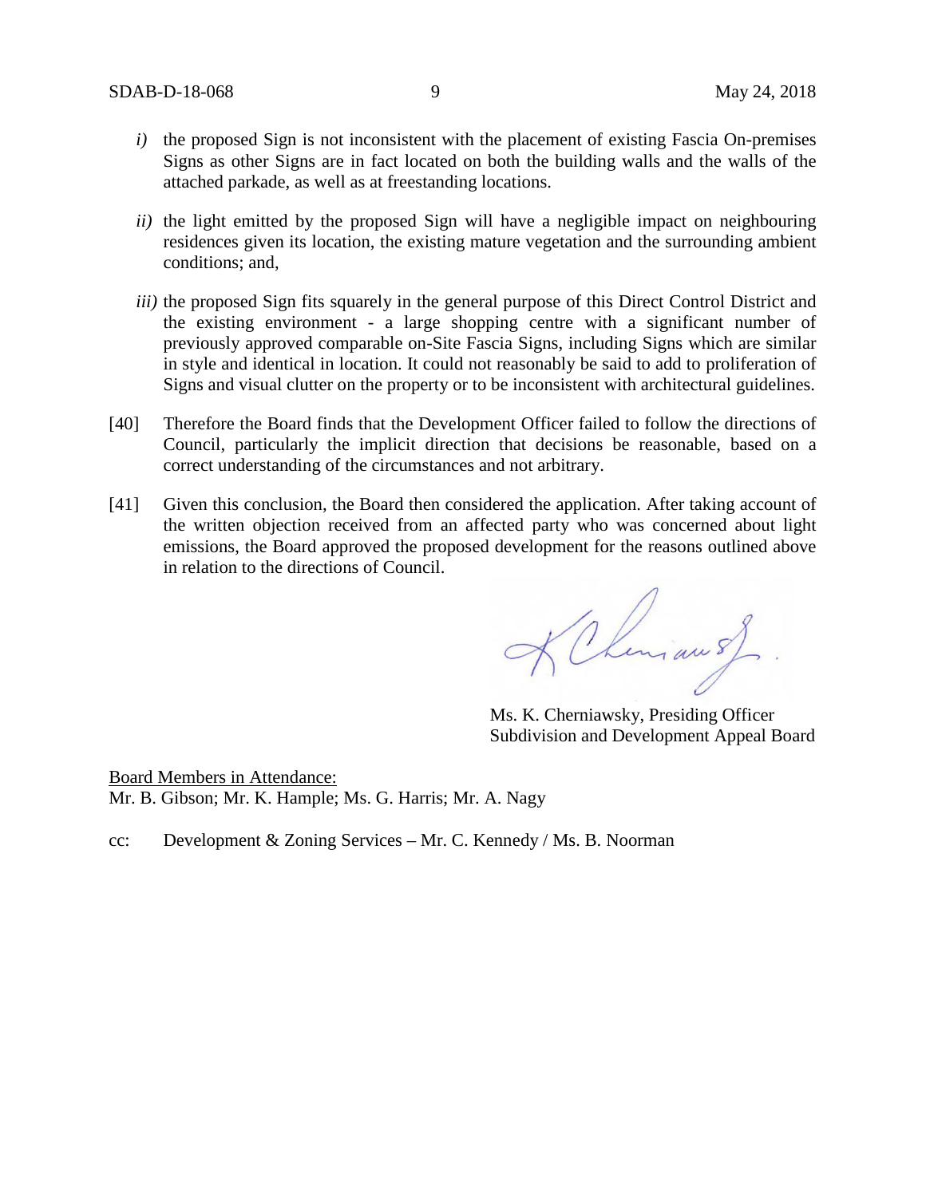*i)* the proposed Sign is not inconsistent with the placement of existing Fascia On-premises Signs as other Signs are in fact located on both the building walls and the walls of the attached parkade, as well as at freestanding locations.

*ii)* the light emitted by the proposed Sign will have a negligible impact on neighbouring residences given its location, the existing mature vegetation and the surrounding ambient conditions; and,

*iii)* the proposed Sign fits squarely in the general purpose of this Direct Control District and the existing environment - a large shopping centre with a significant number of previously approved comparable on-Site Fascia Signs, including Signs which are similar in style and identical in location. It could not reasonably be said to add to proliferation of Signs and visual clutter on the property or to be inconsistent with architectural guidelines.

[40] Therefore the Board finds that the Development Officer failed to follow the directions of Council, particularly the implicit direction that decisions be reasonable, based on a correct understanding of the circumstances and not arbitrary.

[41] Given this conclusion, the Board then considered the application. After taking account of the written objection received from an affected party who was concerned about light emissions, the Board approved the proposed development for the reasons outlined above in relation to the directions of Council.

Ms. K. Cherniawsky, Presiding Officer
Subdivision and Development Appeal Board

Board Members in Attendance:
Mr. B. Gibson; Mr. K. Hample; Ms. G. Harris; Mr. A. Nagy

cc: Development & Zoning Services – Mr. C. Kennedy / Ms. B. Noorman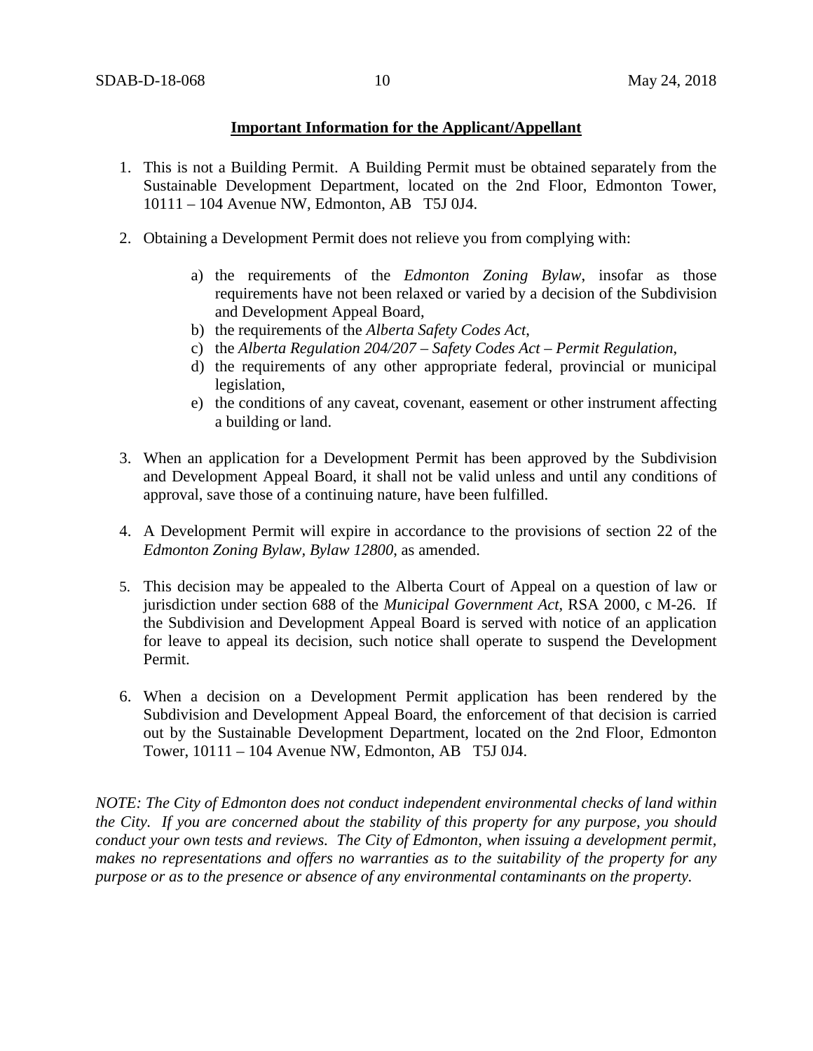**Important Information for the Applicant/Appellant**

1. This is not a Building Permit. A Building Permit must be obtained separately from the Sustainable Development Department, located on the 2nd Floor, Edmonton Tower, 10111 – 104 Avenue NW, Edmonton, AB T5J 0J4.

2. Obtaining a Development Permit does not relieve you from complying with:

   a) the requirements of the *Edmonton Zoning Bylaw*, insofar as those requirements have not been relaxed or varied by a decision of the Subdivision and Development Appeal Board,
   b) the requirements of the *Alberta Safety Codes Act*,
   c) the *Alberta Regulation 204/207 – Safety Codes Act – Permit Regulation*,
   d) the requirements of any other appropriate federal, provincial or municipal legislation,
   e) the conditions of any caveat, covenant, easement or other instrument affecting a building or land.

3. When an application for a Development Permit has been approved by the Subdivision and Development Appeal Board, it shall not be valid unless and until any conditions of approval, save those of a continuing nature, have been fulfilled.

4. A Development Permit will expire in accordance to the provisions of section 22 of the *Edmonton Zoning Bylaw, Bylaw 12800*, as amended.

5. This decision may be appealed to the Alberta Court of Appeal on a question of law or jurisdiction under section 688 of the *Municipal Government Act*, RSA 2000, c M-26. If the Subdivision and Development Appeal Board is served with notice of an application for leave to appeal its decision, such notice shall operate to suspend the Development Permit.

6. When a decision on a Development Permit application has been rendered by the Subdivision and Development Appeal Board, the enforcement of that decision is carried out by the Sustainable Development Department, located on the 2nd Floor, Edmonton Tower, 10111 – 104 Avenue NW, Edmonton, AB T5J 0J4.

*NOTE: The City of Edmonton does not conduct independent environmental checks of land within the City. If you are concerned about the stability of this property for any purpose, you should conduct your own tests and reviews. The City of Edmonton, when issuing a development permit, makes no representations and offers no warranties as to the suitability of the property for any purpose or as to the presence or absence of any environmental contaminants on the property.*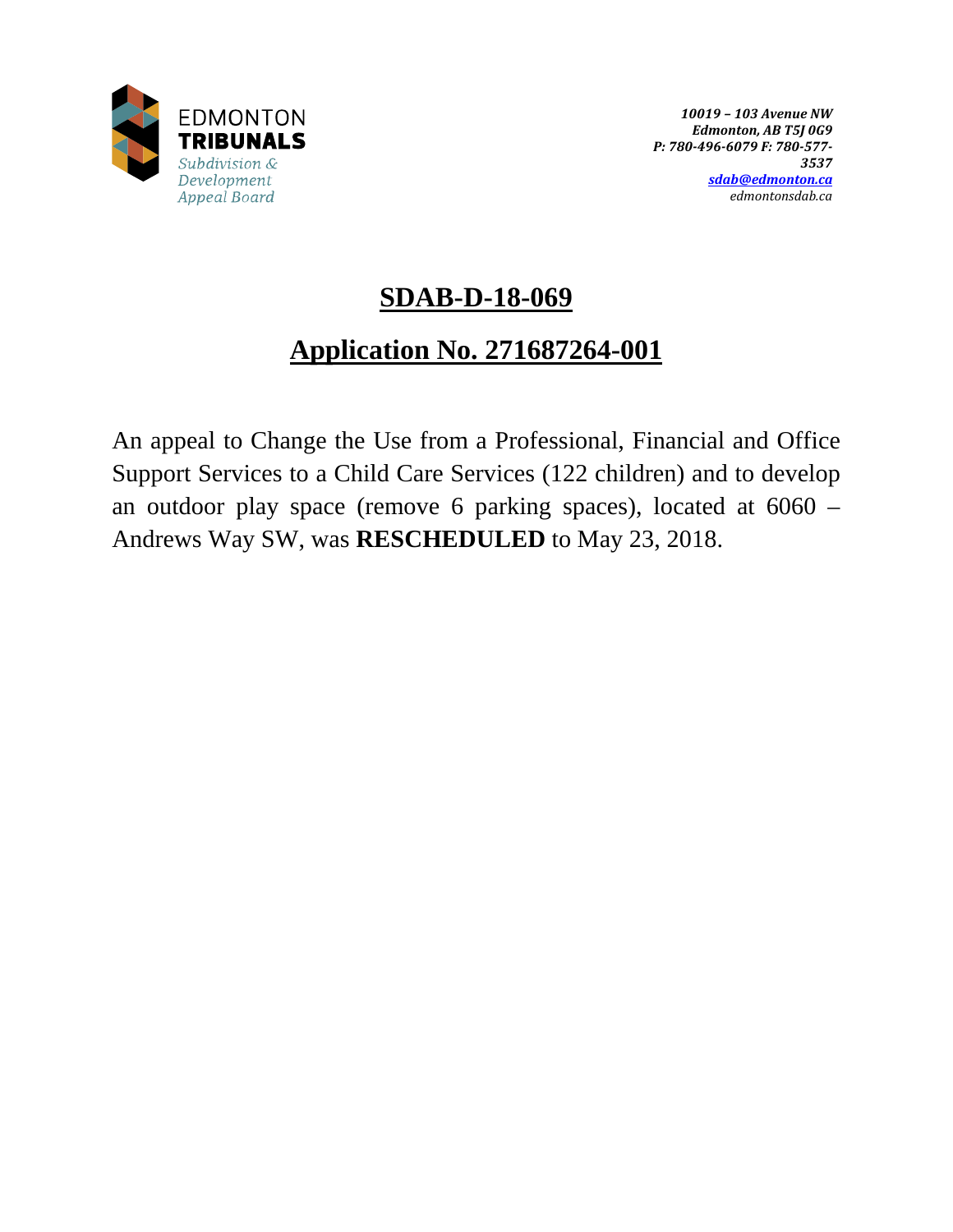EDMONTON
**TRIBUNALS**
*Subdivision & Development Appeal Board*

*10019 – 103 Avenue NW*
*Edmonton, AB T5J 0G9*
*P: 780-496-6079 F: 780-577-3537*
*sdab@edmonton.ca*
*edmontonsdab.ca*

# SDAB-D-18-069

## Application No. 271687264-001

An appeal to Change the Use from a Professional, Financial and Office Support Services to a Child Care Services (122 children) and to develop an outdoor play space (remove 6 parking spaces), located at 6060 – Andrews Way SW, was **RESCHEDULED** to May 23, 2018.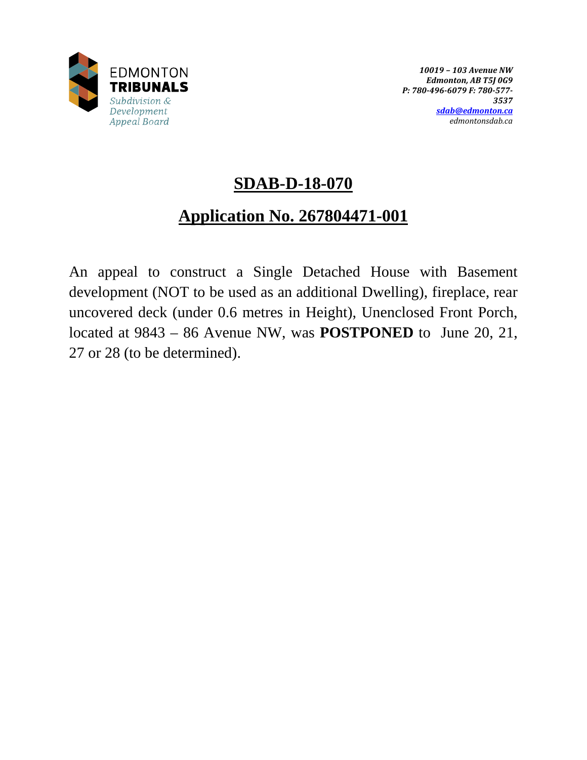EDMONTON
**TRIBUNALS**
*Subdivision &*
*Development*
*Appeal Board*

***10019 – 103 Avenue NW***
***Edmonton, AB T5J 0G9***
***P: 780-496-6079 F: 780-577-3537***
***sdab@edmonton.ca***
*edmontonsdab.ca*

# SDAB-D-18-070

## Application No. 267804471-001

An appeal to construct a Single Detached House with Basement development (NOT to be used as an additional Dwelling), fireplace, rear uncovered deck (under 0.6 metres in Height), Unenclosed Front Porch, located at 9843 – 86 Avenue NW, was **POSTPONED** to June 20, 21, 27 or 28 (to be determined).